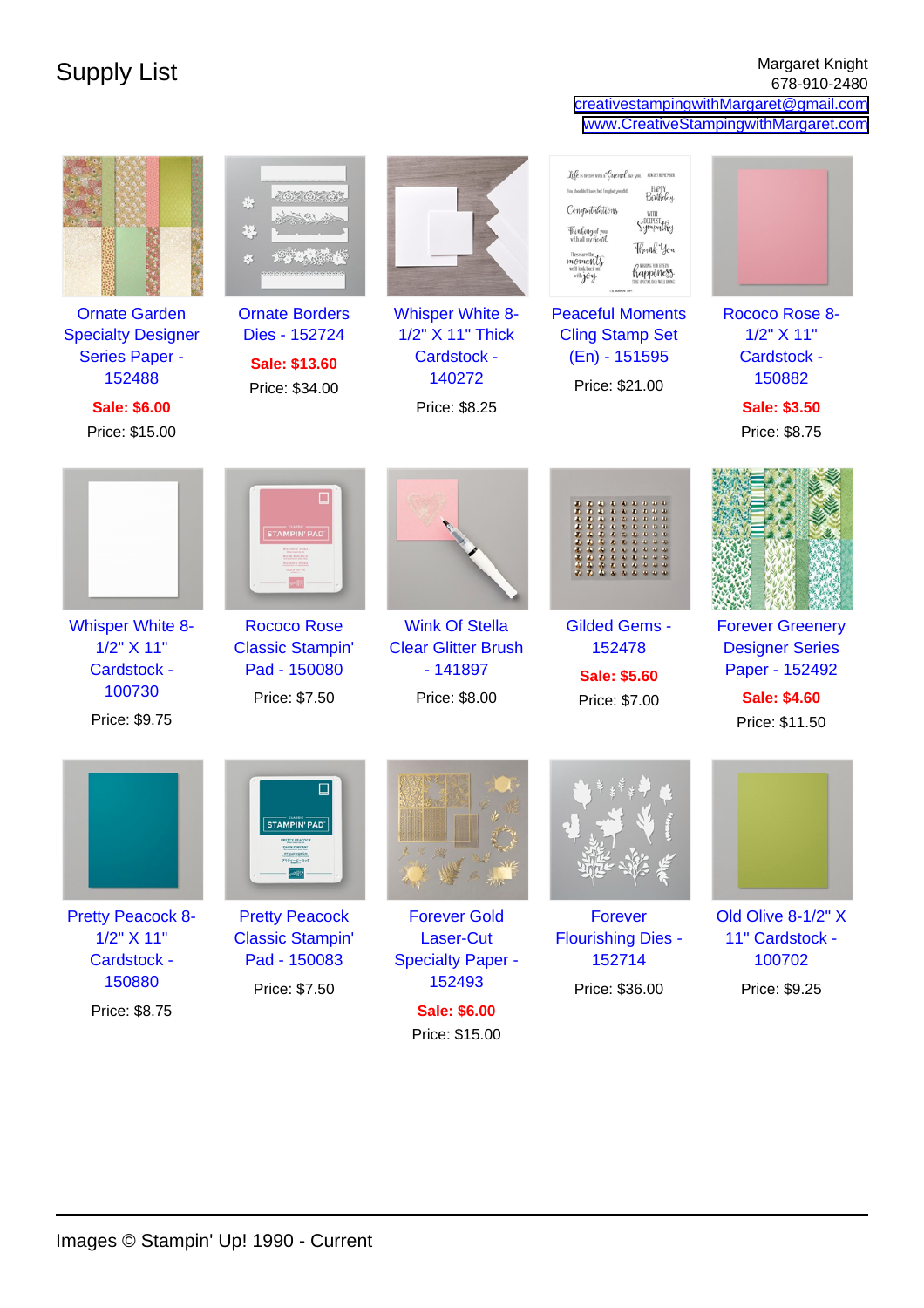# Supply List

Margaret Knight
678-910-2480
creativestampingwithMargaret@gmail.com
www.CreativeStampingwithMargaret.com

Ornate Garden Specialty Designer Series Paper - 152488
**Sale: $6.00**
Price: $15.00

Ornate Borders Dies - 152724
**Sale: $13.60**
Price: $34.00

Whisper White 8-1/2" X 11" Thick Cardstock - 140272
Price: $8.25

Peaceful Moments Cling Stamp Set (En) - 151595
Price: $21.00

Rococo Rose 8-1/2" X 11" Cardstock - 150882
**Sale: $3.50**
Price: $8.75

Whisper White 8-1/2" X 11" Cardstock - 100730
Price: $9.75

Rococo Rose Classic Stampin' Pad - 150080
Price: $7.50

Wink Of Stella Clear Glitter Brush - 141897
Price: $8.00

Gilded Gems - 152478
**Sale: $5.60**
Price: $7.00

Forever Greenery Designer Series Paper - 152492
**Sale: $4.60**
Price: $11.50

Pretty Peacock 8-1/2" X 11" Cardstock - 150880
Price: $8.75

Pretty Peacock Classic Stampin' Pad - 150083
Price: $7.50

Forever Gold Laser-Cut Specialty Paper - 152493
**Sale: $6.00**
Price: $15.00

Forever Flourishing Dies - 152714
Price: $36.00

Old Olive 8-1/2" X 11" Cardstock - 100702
Price: $9.25

Images © Stampin' Up! 1990 - Current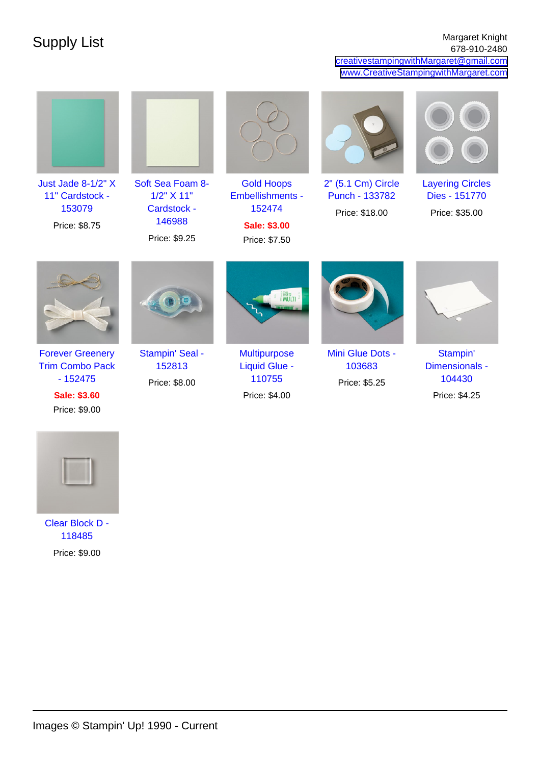# Supply List

Margaret Knight
678-910-2480
creativestampingwithMargaret@gmail.com
www.CreativeStampingwithMargaret.com

Just Jade 8-1/2" X 11" Cardstock - 153079
Price: $8.75

Soft Sea Foam 8-1/2" X 11" Cardstock - 146988
Price: $9.25

Gold Hoops Embellishments - 152474
**Sale: $3.00**
Price: $7.50

2" (5.1 Cm) Circle Punch - 133782
Price: $18.00

Layering Circles Dies - 151770
Price: $35.00

Forever Greenery Trim Combo Pack - 152475
**Sale: $3.60**
Price: $9.00

Stampin' Seal - 152813
Price: $8.00

Multipurpose Liquid Glue - 110755
Price: $4.00

Mini Glue Dots - 103683
Price: $5.25

Stampin' Dimensionals - 104430
Price: $4.25

Clear Block D - 118485
Price: $9.00

Images © Stampin' Up! 1990 - Current